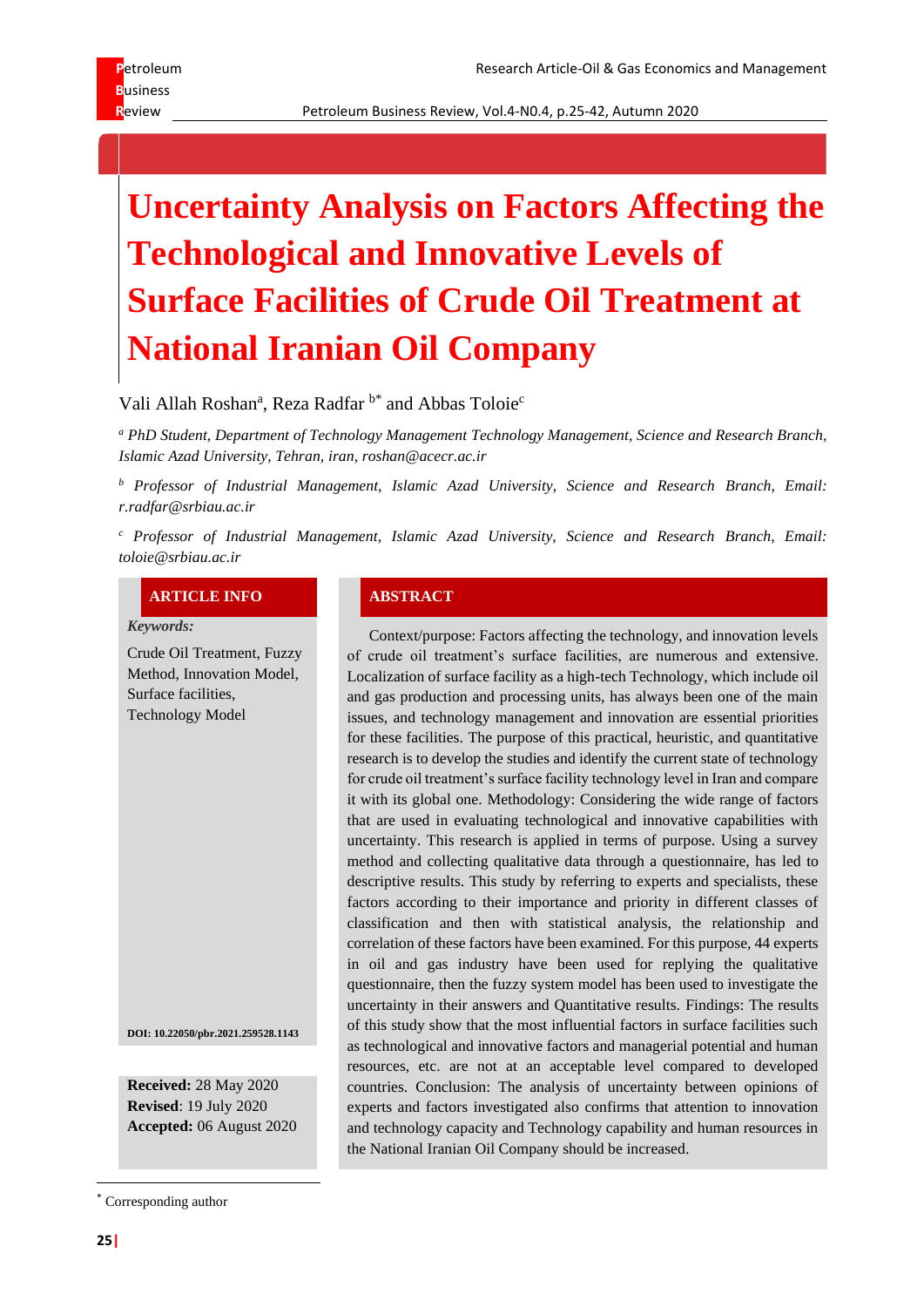# Uncertainty Analysis on Factors Affecting the Technological and Innovative Levels of Surface Facilities of Crude Oil Treatment at National Iranian Oil Company

Vali Allah Roshan[a], Reza Radfar [b*] and Abbas Toloie[c]

[a] *PhD Student, Department of Technology Management Technology Management, Science and Research Branch, Islamic Azad University, Tehran, iran, roshan@acecr.ac.ir*

[b] *Professor of Industrial Management, Islamic Azad University, Science and Research Branch, Email: r.radfar@srbiau.ac.ir*

[c] *Professor of Industrial Management, Islamic Azad University, Science and Research Branch, Email: toloie@srbiau.ac.ir*

## ARTICLE INFO

*Keywords:*

Crude Oil Treatment, Fuzzy Method, Innovation Model, Surface facilities, Technology Model

**DOI: 10.22050/pbr.2021.259528.1143**

**Received:** 28 May 2020
**Revised**: 19 July 2020
**Accepted:** 06 August 2020

## ABSTRACT

Context/purpose: Factors affecting the technology, and innovation levels of crude oil treatment's surface facilities, are numerous and extensive. Localization of surface facility as a high-tech Technology, which include oil and gas production and processing units, has always been one of the main issues, and technology management and innovation are essential priorities for these facilities. The purpose of this practical, heuristic, and quantitative research is to develop the studies and identify the current state of technology for crude oil treatment's surface facility technology level in Iran and compare it with its global one. Methodology: Considering the wide range of factors that are used in evaluating technological and innovative capabilities with uncertainty. This research is applied in terms of purpose. Using a survey method and collecting qualitative data through a questionnaire, has led to descriptive results. This study by referring to experts and specialists, these factors according to their importance and priority in different classes of classification and then with statistical analysis, the relationship and correlation of these factors have been examined. For this purpose, 44 experts in oil and gas industry have been used for replying the qualitative questionnaire, then the fuzzy system model has been used to investigate the uncertainty in their answers and Quantitative results. Findings: The results of this study show that the most influential factors in surface facilities such as technological and innovative factors and managerial potential and human resources, etc. are not at an acceptable level compared to developed countries. Conclusion: The analysis of uncertainty between opinions of experts and factors investigated also confirms that attention to innovation and technology capacity and Technology capability and human resources in the National Iranian Oil Company should be increased.

[*] Corresponding author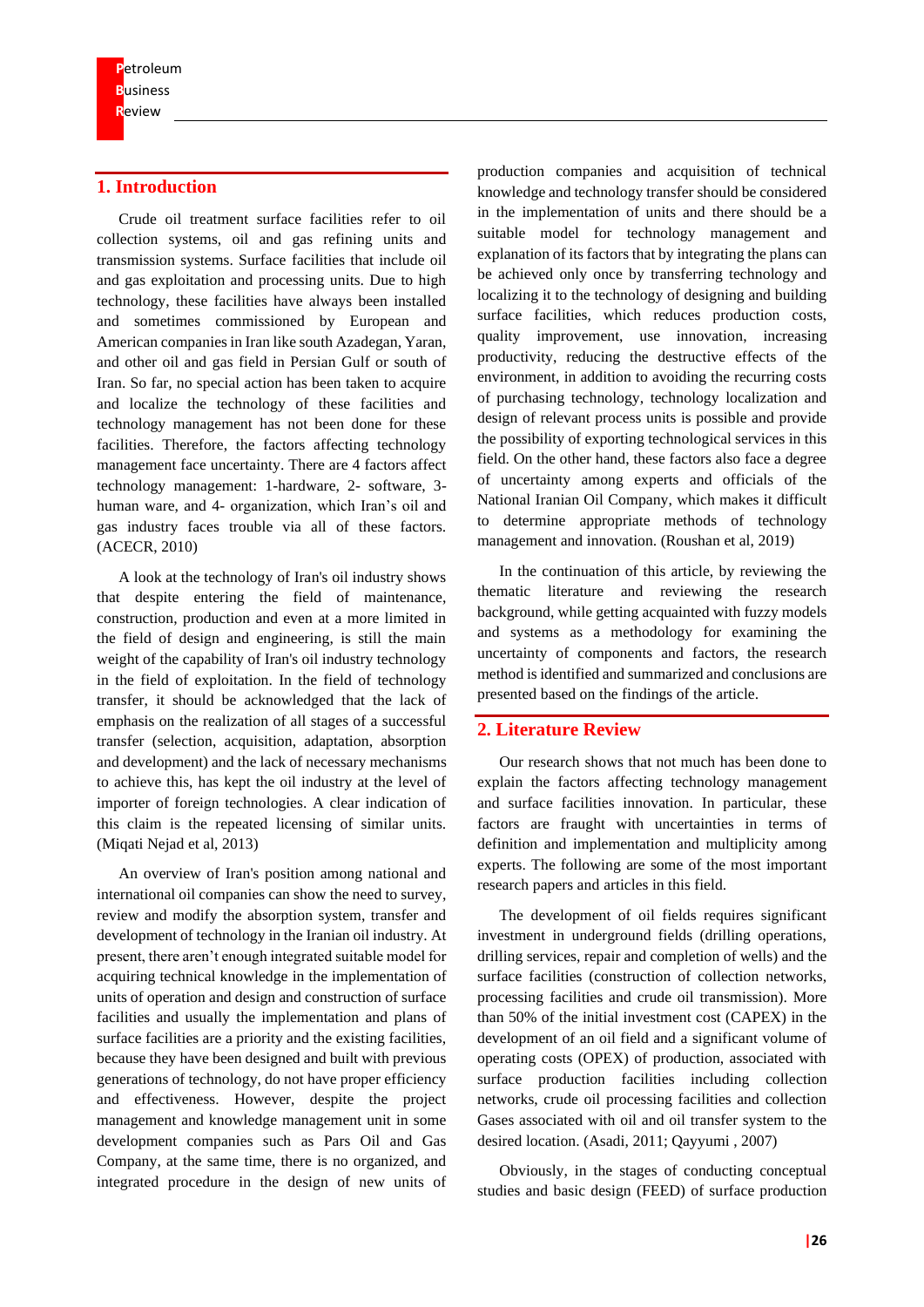## 1. Introduction

Crude oil treatment surface facilities refer to oil collection systems, oil and gas refining units and transmission systems. Surface facilities that include oil and gas exploitation and processing units. Due to high technology, these facilities have always been installed and sometimes commissioned by European and American companies in Iran like south Azadegan, Yaran, and other oil and gas field in Persian Gulf or south of Iran. So far, no special action has been taken to acquire and localize the technology of these facilities and technology management has not been done for these facilities. Therefore, the factors affecting technology management face uncertainty. There are 4 factors affect technology management: 1-hardware, 2- software, 3- human ware, and 4- organization, which Iran's oil and gas industry faces trouble via all of these factors. (ACECR, 2010)

A look at the technology of Iran's oil industry shows that despite entering the field of maintenance, construction, production and even at a more limited in the field of design and engineering, is still the main weight of the capability of Iran's oil industry technology in the field of exploitation. In the field of technology transfer, it should be acknowledged that the lack of emphasis on the realization of all stages of a successful transfer (selection, acquisition, adaptation, absorption and development) and the lack of necessary mechanisms to achieve this, has kept the oil industry at the level of importer of foreign technologies. A clear indication of this claim is the repeated licensing of similar units. (Miqati Nejad et al, 2013)

An overview of Iran's position among national and international oil companies can show the need to survey, review and modify the absorption system, transfer and development of technology in the Iranian oil industry. At present, there aren't enough integrated suitable model for acquiring technical knowledge in the implementation of units of operation and design and construction of surface facilities and usually the implementation and plans of surface facilities are a priority and the existing facilities, because they have been designed and built with previous generations of technology, do not have proper efficiency and effectiveness. However, despite the project management and knowledge management unit in some development companies such as Pars Oil and Gas Company, at the same time, there is no organized, and integrated procedure in the design of new units of production companies and acquisition of technical knowledge and technology transfer should be considered in the implementation of units and there should be a suitable model for technology management and explanation of its factors that by integrating the plans can be achieved only once by transferring technology and localizing it to the technology of designing and building surface facilities, which reduces production costs, quality improvement, use innovation, increasing productivity, reducing the destructive effects of the environment, in addition to avoiding the recurring costs of purchasing technology, technology localization and design of relevant process units is possible and provide the possibility of exporting technological services in this field. On the other hand, these factors also face a degree of uncertainty among experts and officials of the National Iranian Oil Company, which makes it difficult to determine appropriate methods of technology management and innovation. (Roushan et al, 2019)

In the continuation of this article, by reviewing the thematic literature and reviewing the research background, while getting acquainted with fuzzy models and systems as a methodology for examining the uncertainty of components and factors, the research method is identified and summarized and conclusions are presented based on the findings of the article.

## 2. Literature Review

Our research shows that not much has been done to explain the factors affecting technology management and surface facilities innovation. In particular, these factors are fraught with uncertainties in terms of definition and implementation and multiplicity among experts. The following are some of the most important research papers and articles in this field.

The development of oil fields requires significant investment in underground fields (drilling operations, drilling services, repair and completion of wells) and the surface facilities (construction of collection networks, processing facilities and crude oil transmission). More than 50% of the initial investment cost (CAPEX) in the development of an oil field and a significant volume of operating costs (OPEX) of production, associated with surface production facilities including collection networks, crude oil processing facilities and collection Gases associated with oil and oil transfer system to the desired location. (Asadi, 2011; Qayyumi , 2007)

Obviously, in the stages of conducting conceptual studies and basic design (FEED) of surface production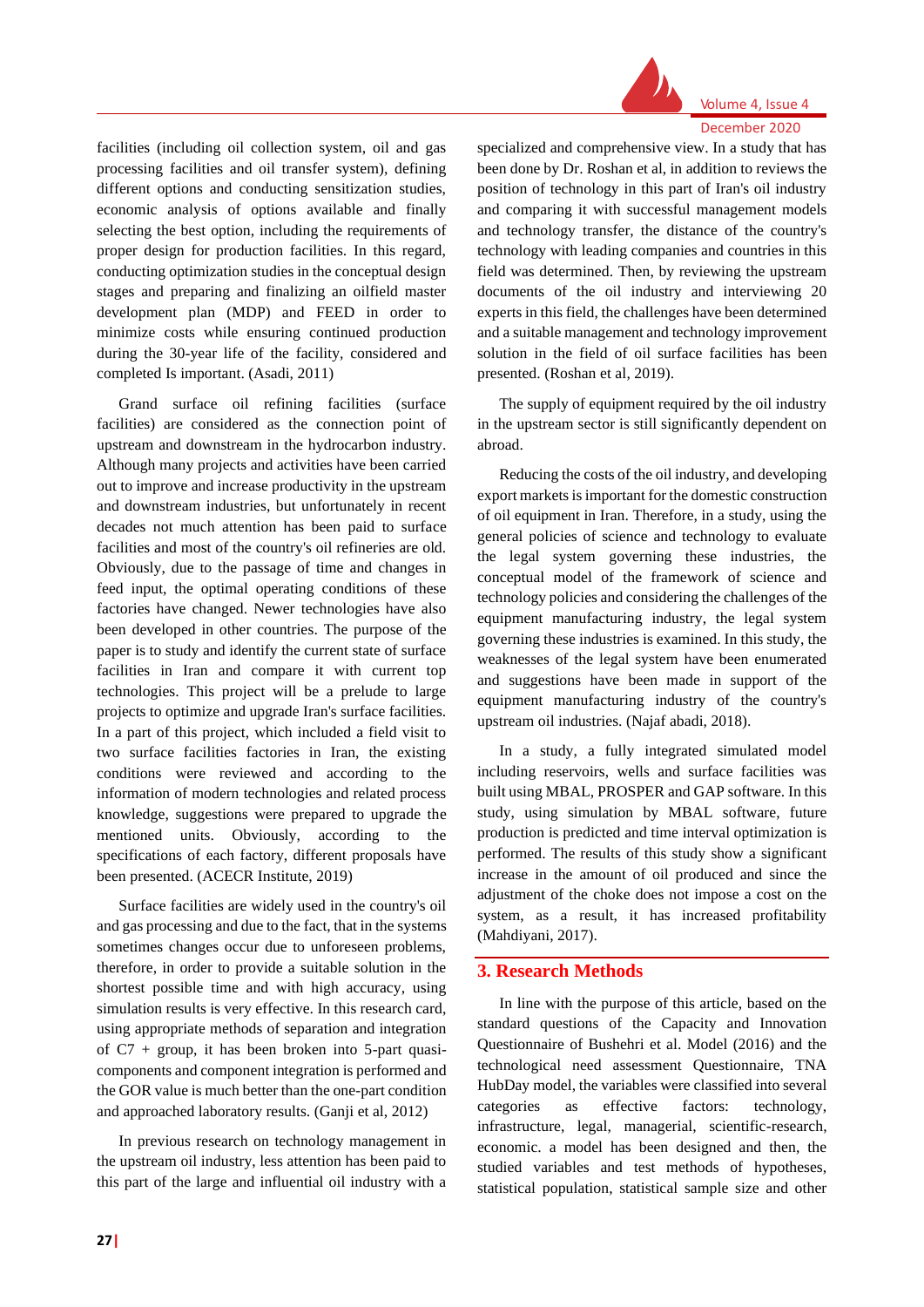facilities (including oil collection system, oil and gas processing facilities and oil transfer system), defining different options and conducting sensitization studies, economic analysis of options available and finally selecting the best option, including the requirements of proper design for production facilities. In this regard, conducting optimization studies in the conceptual design stages and preparing and finalizing an oilfield master development plan (MDP) and FEED in order to minimize costs while ensuring continued production during the 30-year life of the facility, considered and completed Is important. (Asadi, 2011)

Grand surface oil refining facilities (surface facilities) are considered as the connection point of upstream and downstream in the hydrocarbon industry. Although many projects and activities have been carried out to improve and increase productivity in the upstream and downstream industries, but unfortunately in recent decades not much attention has been paid to surface facilities and most of the country's oil refineries are old. Obviously, due to the passage of time and changes in feed input, the optimal operating conditions of these factories have changed. Newer technologies have also been developed in other countries. The purpose of the paper is to study and identify the current state of surface facilities in Iran and compare it with current top technologies. This project will be a prelude to large projects to optimize and upgrade Iran's surface facilities. In a part of this project, which included a field visit to two surface facilities factories in Iran, the existing conditions were reviewed and according to the information of modern technologies and related process knowledge, suggestions were prepared to upgrade the mentioned units. Obviously, according to the specifications of each factory, different proposals have been presented. (ACECR Institute, 2019)

Surface facilities are widely used in the country's oil and gas processing and due to the fact, that in the systems sometimes changes occur due to unforeseen problems, therefore, in order to provide a suitable solution in the shortest possible time and with high accuracy, using simulation results is very effective. In this research card, using appropriate methods of separation and integration of C7 + group, it has been broken into 5-part quasi-components and component integration is performed and the GOR value is much better than the one-part condition and approached laboratory results. (Ganji et al, 2012)

In previous research on technology management in the upstream oil industry, less attention has been paid to this part of the large and influential oil industry with a specialized and comprehensive view. In a study that has been done by Dr. Roshan et al, in addition to reviews the position of technology in this part of Iran's oil industry and comparing it with successful management models and technology transfer, the distance of the country's technology with leading companies and countries in this field was determined. Then, by reviewing the upstream documents of the oil industry and interviewing 20 experts in this field, the challenges have been determined and a suitable management and technology improvement solution in the field of oil surface facilities has been presented. (Roshan et al, 2019).

The supply of equipment required by the oil industry in the upstream sector is still significantly dependent on abroad.

Reducing the costs of the oil industry, and developing export markets is important for the domestic construction of oil equipment in Iran. Therefore, in a study, using the general policies of science and technology to evaluate the legal system governing these industries, the conceptual model of the framework of science and technology policies and considering the challenges of the equipment manufacturing industry, the legal system governing these industries is examined. In this study, the weaknesses of the legal system have been enumerated and suggestions have been made in support of the equipment manufacturing industry of the country's upstream oil industries. (Najaf abadi, 2018).

In a study, a fully integrated simulated model including reservoirs, wells and surface facilities was built using MBAL, PROSPER and GAP software. In this study, using simulation by MBAL software, future production is predicted and time interval optimization is performed. The results of this study show a significant increase in the amount of oil produced and since the adjustment of the choke does not impose a cost on the system, as a result, it has increased profitability (Mahdiyani, 2017).

## 3. Research Methods

In line with the purpose of this article, based on the standard questions of the Capacity and Innovation Questionnaire of Bushehri et al. Model (2016) and the technological need assessment Questionnaire, TNA HubDay model, the variables were classified into several categories as effective factors: technology, infrastructure, legal, managerial, scientific-research, economic. a model has been designed and then, the studied variables and test methods of hypotheses, statistical population, statistical sample size and other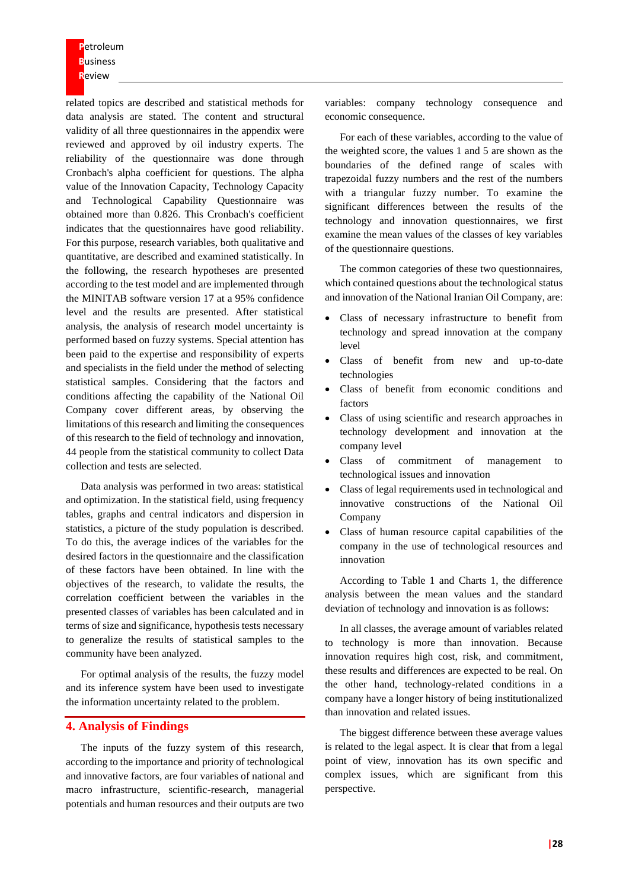related topics are described and statistical methods for data analysis are stated. The content and structural validity of all three questionnaires in the appendix were reviewed and approved by oil industry experts. The reliability of the questionnaire was done through Cronbach's alpha coefficient for questions. The alpha value of the Innovation Capacity, Technology Capacity and Technological Capability Questionnaire was obtained more than 0.826. This Cronbach's coefficient indicates that the questionnaires have good reliability. For this purpose, research variables, both qualitative and quantitative, are described and examined statistically. In the following, the research hypotheses are presented according to the test model and are implemented through the MINITAB software version 17 at a 95% confidence level and the results are presented. After statistical analysis, the analysis of research model uncertainty is performed based on fuzzy systems. Special attention has been paid to the expertise and responsibility of experts and specialists in the field under the method of selecting statistical samples. Considering that the factors and conditions affecting the capability of the National Oil Company cover different areas, by observing the limitations of this research and limiting the consequences of this research to the field of technology and innovation, 44 people from the statistical community to collect Data collection and tests are selected.

Data analysis was performed in two areas: statistical and optimization. In the statistical field, using frequency tables, graphs and central indicators and dispersion in statistics, a picture of the study population is described. To do this, the average indices of the variables for the desired factors in the questionnaire and the classification of these factors have been obtained. In line with the objectives of the research, to validate the results, the correlation coefficient between the variables in the presented classes of variables has been calculated and in terms of size and significance, hypothesis tests necessary to generalize the results of statistical samples to the community have been analyzed.

For optimal analysis of the results, the fuzzy model and its inference system have been used to investigate the information uncertainty related to the problem.

## 4. Analysis of Findings

The inputs of the fuzzy system of this research, according to the importance and priority of technological and innovative factors, are four variables of national and macro infrastructure, scientific-research, managerial potentials and human resources and their outputs are two variables: company technology consequence and economic consequence.

For each of these variables, according to the value of the weighted score, the values 1 and 5 are shown as the boundaries of the defined range of scales with trapezoidal fuzzy numbers and the rest of the numbers with a triangular fuzzy number. To examine the significant differences between the results of the technology and innovation questionnaires, we first examine the mean values of the classes of key variables of the questionnaire questions.

The common categories of these two questionnaires, which contained questions about the technological status and innovation of the National Iranian Oil Company, are:

- Class of necessary infrastructure to benefit from technology and spread innovation at the company level
- Class of benefit from new and up-to-date technologies
- Class of benefit from economic conditions and factors
- Class of using scientific and research approaches in technology development and innovation at the company level
- Class of commitment of management to technological issues and innovation
- Class of legal requirements used in technological and innovative constructions of the National Oil Company
- Class of human resource capital capabilities of the company in the use of technological resources and innovation

According to Table 1 and Charts 1, the difference analysis between the mean values and the standard deviation of technology and innovation is as follows:

In all classes, the average amount of variables related to technology is more than innovation. Because innovation requires high cost, risk, and commitment, these results and differences are expected to be real. On the other hand, technology-related conditions in a company have a longer history of being institutionalized than innovation and related issues.

The biggest difference between these average values is related to the legal aspect. It is clear that from a legal point of view, innovation has its own specific and complex issues, which are significant from this perspective.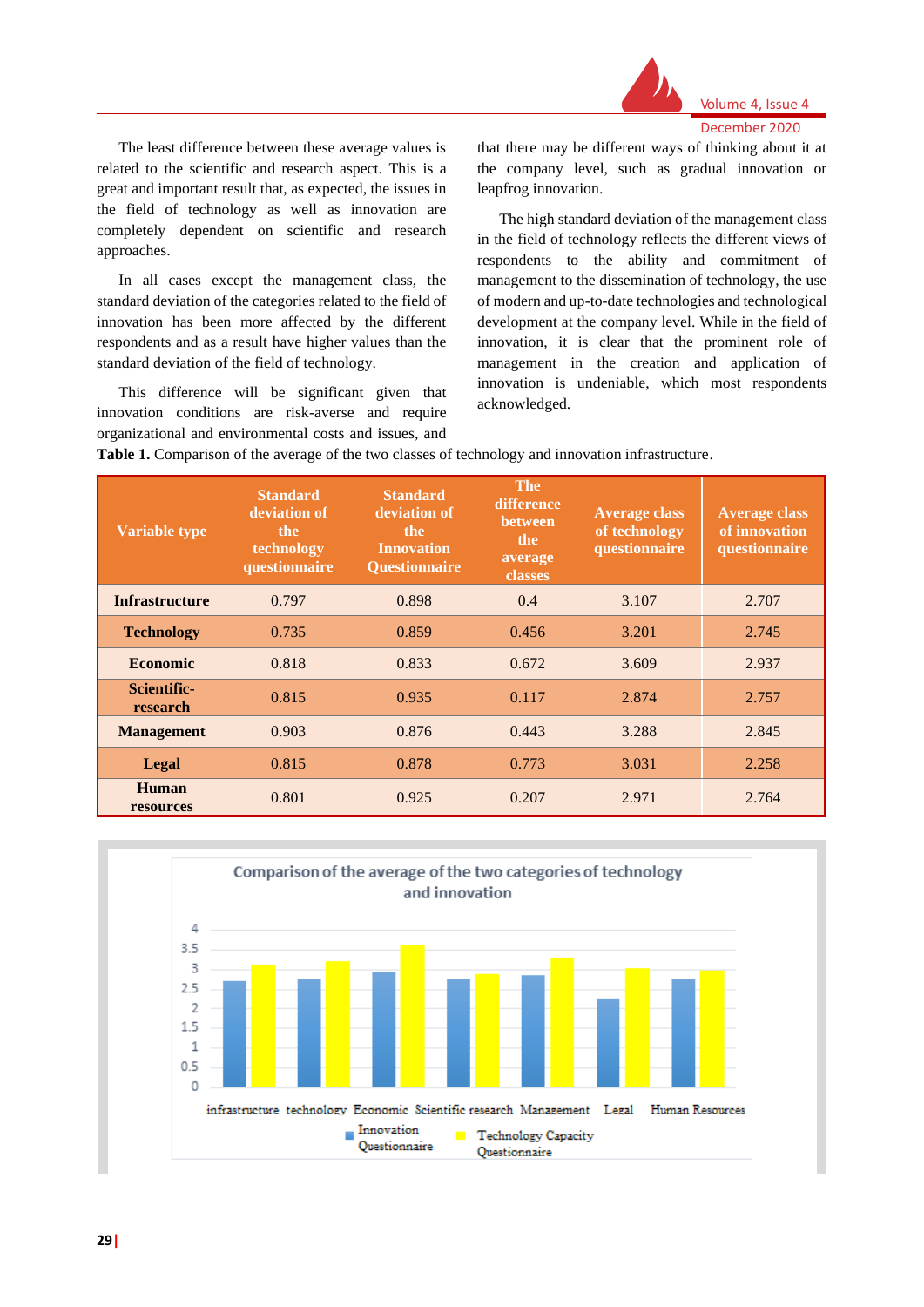The least difference between these average values is related to the scientific and research aspect. This is a great and important result that, as expected, the issues in the field of technology as well as innovation are completely dependent on scientific and research approaches.

In all cases except the management class, the standard deviation of the categories related to the field of innovation has been more affected by the different respondents and as a result have higher values than the standard deviation of the field of technology.

This difference will be significant given that innovation conditions are risk-averse and require organizational and environmental costs and issues, and that there may be different ways of thinking about it at the company level, such as gradual innovation or leapfrog innovation.

The high standard deviation of the management class in the field of technology reflects the different views of respondents to the ability and commitment of management to the dissemination of technology, the use of modern and up-to-date technologies and technological development at the company level. While in the field of innovation, it is clear that the prominent role of management in the creation and application of innovation is undeniable, which most respondents acknowledged.

**Table 1.** Comparison of the average of the two classes of technology and innovation infrastructure.

| Variable type | Standard deviation of the technology questionnaire | Standard deviation of the Innovation Questionnaire | The difference between the average classes | Average class of technology questionnaire | Average class of innovation questionnaire |
|---|---|---|---|---|---|
| **Infrastructure** | 0.797 | 0.898 | 0.4 | 3.107 | 2.707 |
| **Technology** | 0.735 | 0.859 | 0.456 | 3.201 | 2.745 |
| **Economic** | 0.818 | 0.833 | 0.672 | 3.609 | 2.937 |
| **Scientific-research** | 0.815 | 0.935 | 0.117 | 2.874 | 2.757 |
| **Management** | 0.903 | 0.876 | 0.443 | 3.288 | 2.845 |
| **Legal** | 0.815 | 0.878 | 0.773 | 3.031 | 2.258 |
| **Human resources** | 0.801 | 0.925 | 0.207 | 2.971 | 2.764 |

Comparison of the average of the two categories of technology and innovation

| | Innovation Questionnaire | Technology Capacity Questionnaire |
|---|---|---|
| infrastructure | 2.707 | 3.107 |
| technology | 2.745 | 3.201 |
| Economic | 2.937 | 3.609 |
| Scientific research | 2.757 | 2.874 |
| Management | 2.845 | 3.288 |
| Legal | 2.258 | 3.031 |
| Human Resources | 2.764 | 2.971 |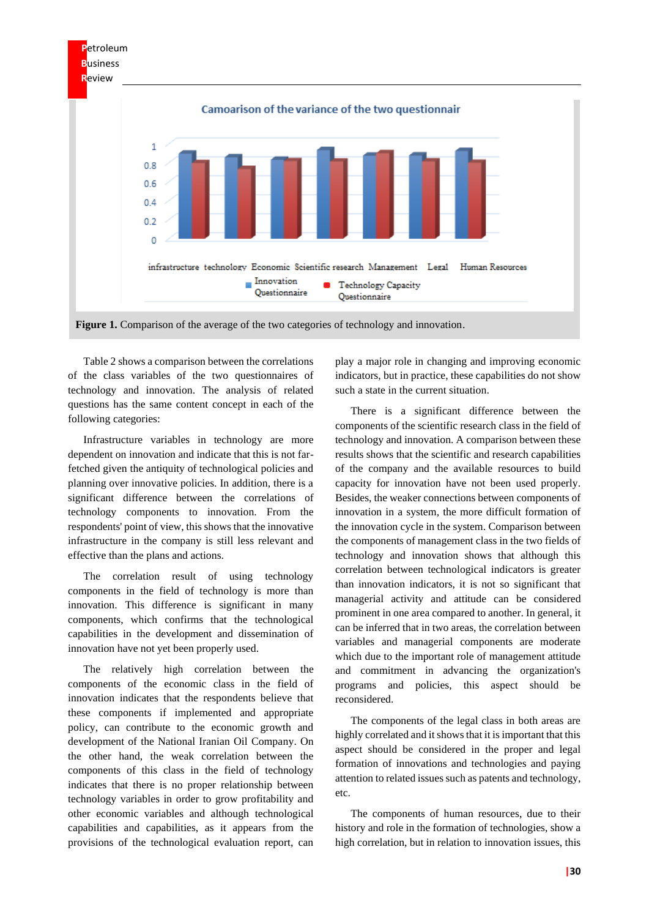Camoarison of the variance of the two questionnair

infrastructure technology Economic Scientific research Management Legal Human Resources

Innovation Questionnaire ■ Technology Capacity Questionnaire

**Figure 1.** Comparison of the average of the two categories of technology and innovation.

Table 2 shows a comparison between the correlations of the class variables of the two questionnaires of technology and innovation. The analysis of related questions has the same content concept in each of the following categories:

Infrastructure variables in technology are more dependent on innovation and indicate that this is not far-fetched given the antiquity of technological policies and planning over innovative policies. In addition, there is a significant difference between the correlations of technology components to innovation. From the respondents' point of view, this shows that the innovative infrastructure in the company is still less relevant and effective than the plans and actions.

The correlation result of using technology components in the field of technology is more than innovation. This difference is significant in many components, which confirms that the technological capabilities in the development and dissemination of innovation have not yet been properly used.

The relatively high correlation between the components of the economic class in the field of innovation indicates that the respondents believe that these components if implemented and appropriate policy, can contribute to the economic growth and development of the National Iranian Oil Company. On the other hand, the weak correlation between the components of this class in the field of technology indicates that there is no proper relationship between technology variables in order to grow profitability and other economic variables and although technological capabilities and capabilities, as it appears from the provisions of the technological evaluation report, can play a major role in changing and improving economic indicators, but in practice, these capabilities do not show such a state in the current situation.

There is a significant difference between the components of the scientific research class in the field of technology and innovation. A comparison between these results shows that the scientific and research capabilities of the company and the available resources to build capacity for innovation have not been used properly. Besides, the weaker connections between components of innovation in a system, the more difficult formation of the innovation cycle in the system. Comparison between the components of management class in the two fields of technology and innovation shows that although this correlation between technological indicators is greater than innovation indicators, it is not so significant that managerial activity and attitude can be considered prominent in one area compared to another. In general, it can be inferred that in two areas, the correlation between variables and managerial components are moderate which due to the important role of management attitude and commitment in advancing the organization's programs and policies, this aspect should be reconsidered.

The components of the legal class in both areas are highly correlated and it shows that it is important that this aspect should be considered in the proper and legal formation of innovations and technologies and paying attention to related issues such as patents and technology, etc.

The components of human resources, due to their history and role in the formation of technologies, show a high correlation, but in relation to innovation issues, this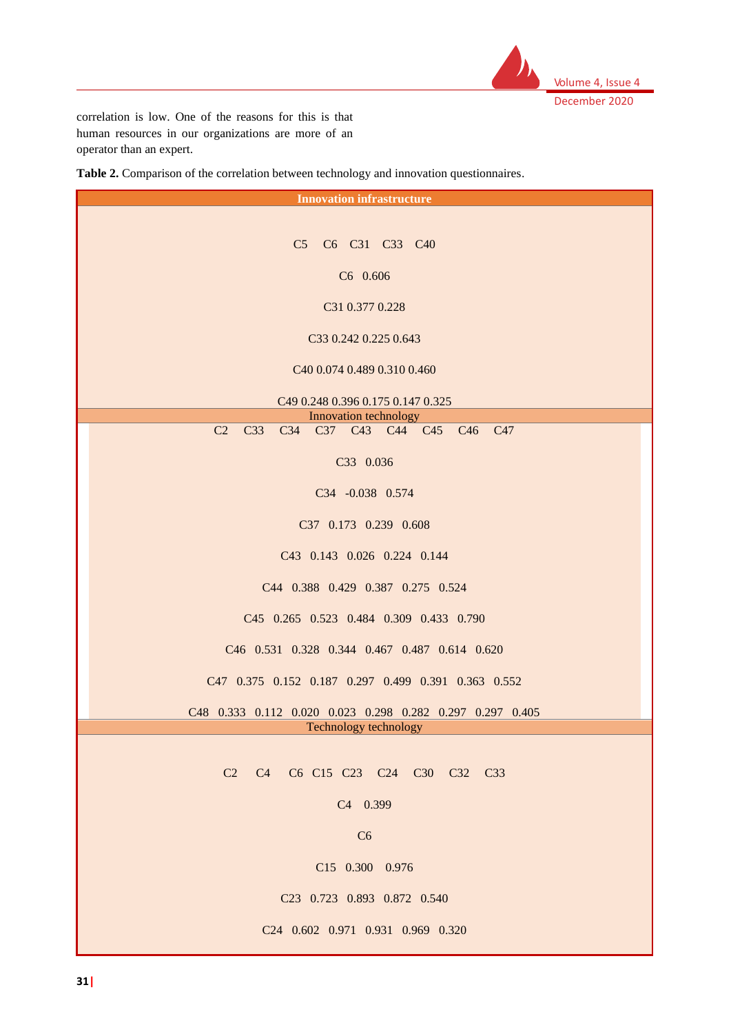correlation is low. One of the reasons for this is that human resources in our organizations are more of an operator than an expert.

**Table 2.** Comparison of the correlation between technology and innovation questionnaires.

**Innovation infrastructure**

| | C5 | C6 | C31 | C33 | C40 |
|---|---|---|---|---|---|
| C6 | 0.606 | | | | |
| C31 | 0.377 | 0.228 | | | |
| C33 | 0.242 | 0.225 | 0.643 | | |
| C40 | 0.074 | 0.489 | 0.310 | 0.460 | |
| C49 | 0.248 | 0.396 | 0.175 | 0.147 | 0.325 |

**Innovation technology**

| | C2 | C33 | C34 | C37 | C43 | C44 | C45 | C46 | C47 |
|---|---|---|---|---|---|---|---|---|---|
| C33 | 0.036 | | | | | | | | |
| C34 | -0.038 | 0.574 | | | | | | | |
| C37 | 0.173 | 0.239 | 0.608 | | | | | | |
| C43 | 0.143 | 0.026 | 0.224 | 0.144 | | | | | |
| C44 | 0.388 | 0.429 | 0.387 | 0.275 | 0.524 | | | | |
| C45 | 0.265 | 0.523 | 0.484 | 0.309 | 0.433 | 0.790 | | | |
| C46 | 0.531 | 0.328 | 0.344 | 0.467 | 0.487 | 0.614 | 0.620 | | |
| C47 | 0.375 | 0.152 | 0.187 | 0.297 | 0.499 | 0.391 | 0.363 | 0.552 | |
| C48 | 0.333 | 0.112 | 0.020 | 0.023 | 0.298 | 0.282 | 0.297 | 0.297 | 0.405 |

**Technology technology**

| | C2 | C4 | C6 | C15 | C23 | C24 | C30 | C32 | C33 |
|---|---|---|---|---|---|---|---|---|---|
| C4 | 0.399 | | | | | | | | |
| C6 | | | | | | | | | |
| C15 | 0.300 | 0.976 | | | | | | | |
| C23 | 0.723 | 0.893 | 0.872 | 0.540 | | | | | |
| C24 | 0.602 | 0.971 | 0.931 | 0.969 | 0.320 | | | | |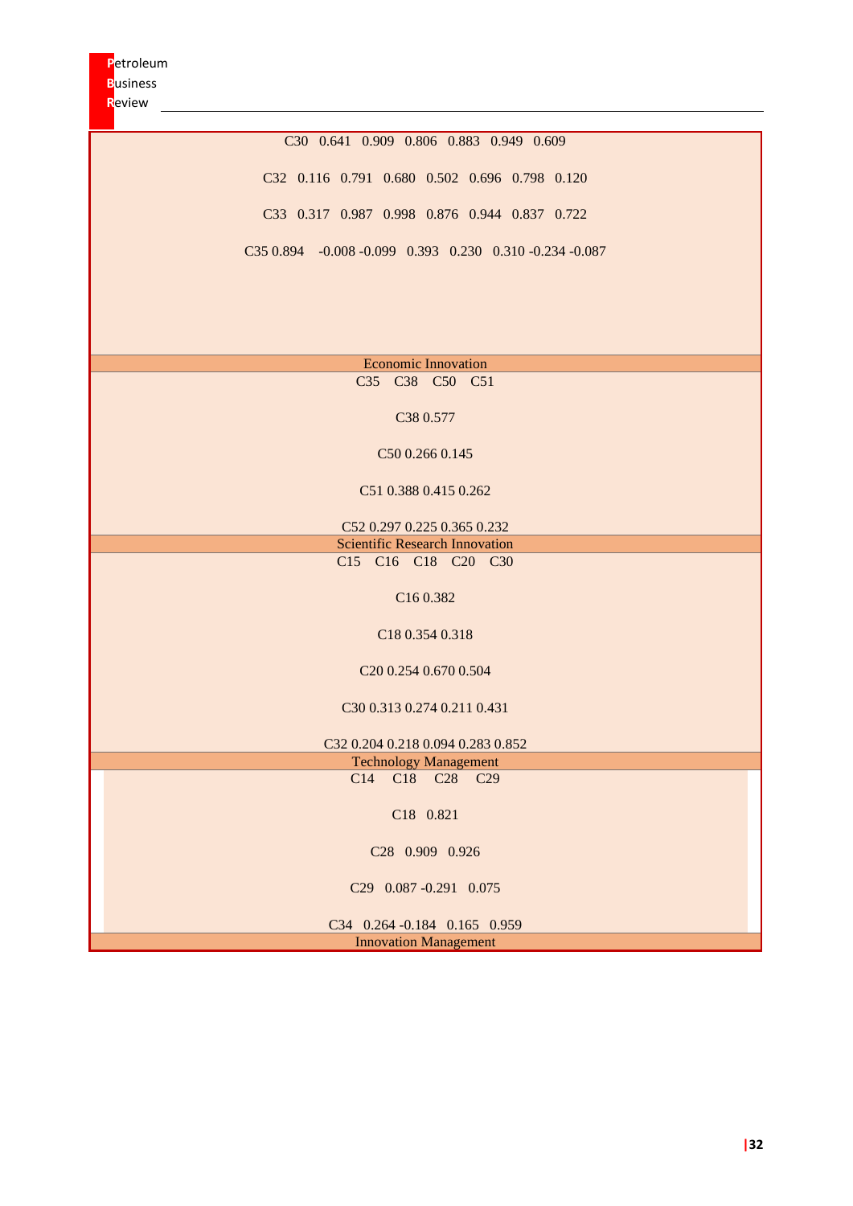| | | | | | | | |
|---|---|---|---|---|---|---|---|
| C30 | 0.641 | 0.909 | 0.806 | 0.883 | 0.949 | 0.609 | |
| C32 | 0.116 | 0.791 | 0.680 | 0.502 | 0.696 | 0.798 | 0.120 |
| C33 | 0.317 | 0.987 | 0.998 | 0.876 | 0.944 | 0.837 | 0.722 |
| C35 | 0.894 | -0.008 | -0.099 | 0.393 | 0.230 | 0.310 | -0.234 | -0.087 |

**Economic Innovation**

| | C35 | C38 | C50 | C51 |
|---|---|---|---|---|
| C38 | 0.577 | | | |
| C50 | 0.266 | 0.145 | | |
| C51 | 0.388 | 0.415 | 0.262 | |
| C52 | 0.297 | 0.225 | 0.365 | 0.232 |

**Scientific Research Innovation**

| | C15 | C16 | C18 | C20 | C30 |
|---|---|---|---|---|---|
| C16 | 0.382 | | | | |
| C18 | 0.354 | 0.318 | | | |
| C20 | 0.254 | 0.670 | 0.504 | | |
| C30 | 0.313 | 0.274 | 0.211 | 0.431 | |
| C32 | 0.204 | 0.218 | 0.094 | 0.283 | 0.852 |

**Technology Management**

| | C14 | C18 | C28 | C29 |
|---|---|---|---|---|
| C18 | 0.821 | | | |
| C28 | 0.909 | 0.926 | | |
| C29 | 0.087 | -0.291 | 0.075 | |
| C34 | 0.264 | -0.184 | 0.165 | 0.959 |

**Innovation Management**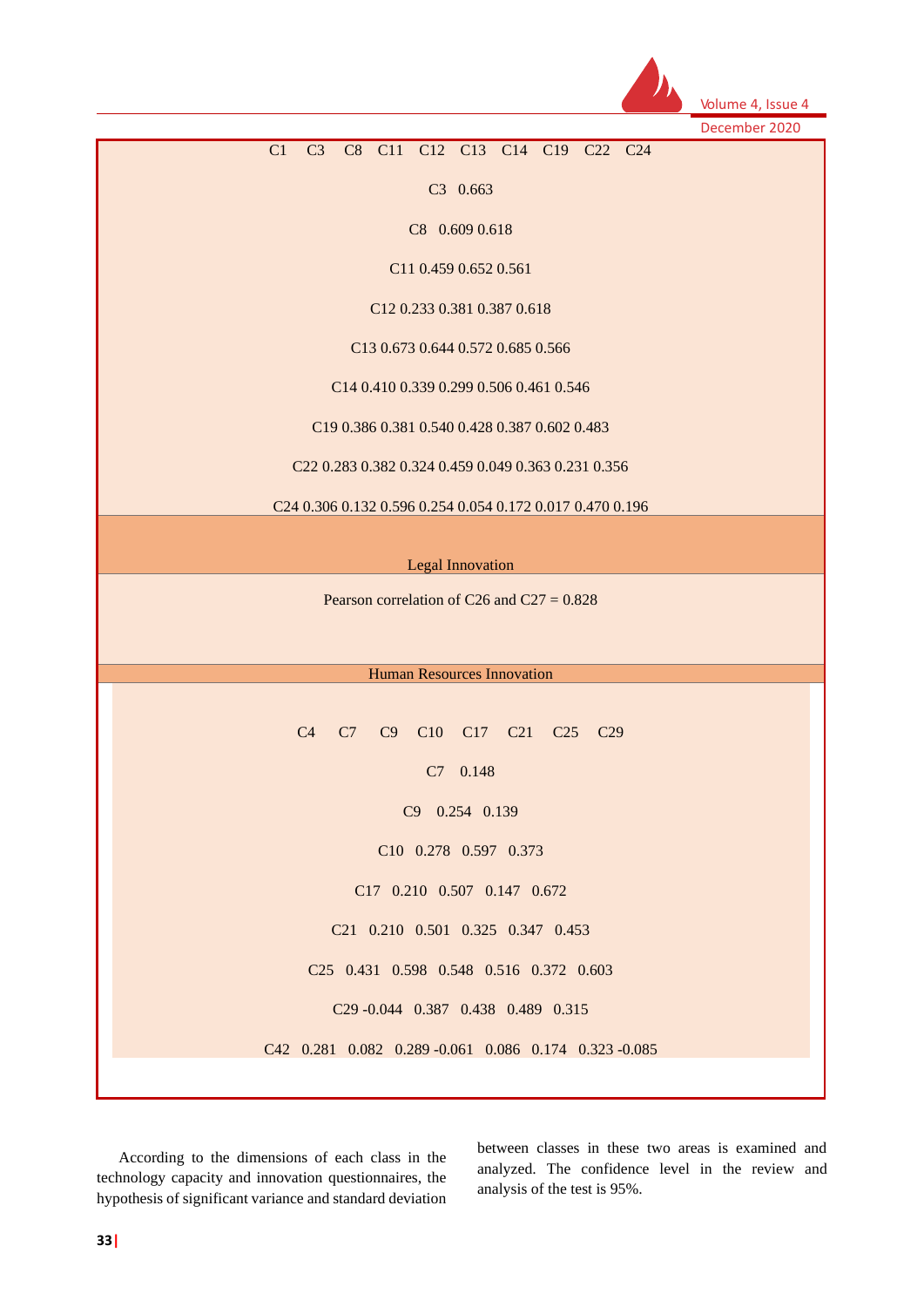| | C1 | C3 | C8 | C11 | C12 | C13 | C14 | C19 | C22 | C24 |
|---|---|---|---|---|---|---|---|---|---|---|
| C3 | 0.663 | | | | | | | | | |
| C8 | 0.609 | 0.618 | | | | | | | | |
| C11 | 0.459 | 0.652 | 0.561 | | | | | | | |
| C12 | 0.233 | 0.381 | 0.387 | 0.618 | | | | | | |
| C13 | 0.673 | 0.644 | 0.572 | 0.685 | 0.566 | | | | | |
| C14 | 0.410 | 0.339 | 0.299 | 0.506 | 0.461 | 0.546 | | | | |
| C19 | 0.386 | 0.381 | 0.540 | 0.428 | 0.387 | 0.602 | 0.483 | | | |
| C22 | 0.283 | 0.382 | 0.324 | 0.459 | 0.049 | 0.363 | 0.231 | 0.356 | | |
| C24 | 0.306 | 0.132 | 0.596 | 0.254 | 0.054 | 0.172 | 0.017 | 0.470 | 0.196 | |

**Legal Innovation**

Pearson correlation of C26 and C27 = 0.828

**Human Resources Innovation**

| | C4 | C7 | C9 | C10 | C17 | C21 | C25 | C29 |
|---|---|---|---|---|---|---|---|---|
| C7 | 0.148 | | | | | | | |
| C9 | 0.254 | 0.139 | | | | | | |
| C10 | 0.278 | 0.597 | 0.373 | | | | | |
| C17 | 0.210 | 0.507 | 0.147 | 0.672 | | | | |
| C21 | 0.210 | 0.501 | 0.325 | 0.347 | 0.453 | | | |
| C25 | 0.431 | 0.598 | 0.548 | 0.516 | 0.372 | 0.603 | | |
| C29 | -0.044 | 0.387 | 0.438 | 0.489 | 0.315 | | | |
| C42 | 0.281 | 0.082 | 0.289 | -0.061 | 0.086 | 0.174 | 0.323 | -0.085 |

According to the dimensions of each class in the technology capacity and innovation questionnaires, the hypothesis of significant variance and standard deviation between classes in these two areas is examined and analyzed. The confidence level in the review and analysis of the test is 95%.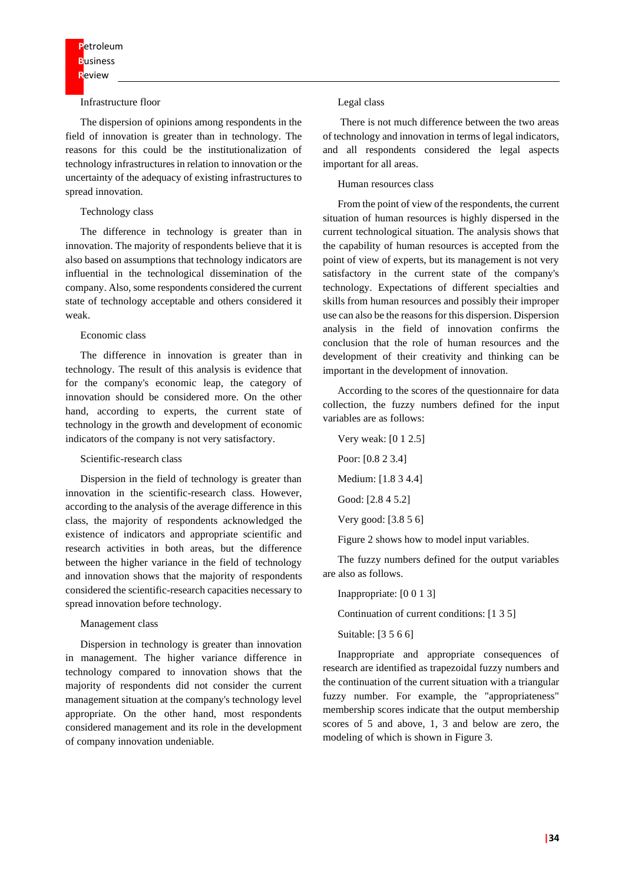Infrastructure floor

The dispersion of opinions among respondents in the field of innovation is greater than in technology. The reasons for this could be the institutionalization of technology infrastructures in relation to innovation or the uncertainty of the adequacy of existing infrastructures to spread innovation.

Technology class

The difference in technology is greater than in innovation. The majority of respondents believe that it is also based on assumptions that technology indicators are influential in the technological dissemination of the company. Also, some respondents considered the current state of technology acceptable and others considered it weak.

Economic class

The difference in innovation is greater than in technology. The result of this analysis is evidence that for the company's economic leap, the category of innovation should be considered more. On the other hand, according to experts, the current state of technology in the growth and development of economic indicators of the company is not very satisfactory.

Scientific-research class

Dispersion in the field of technology is greater than innovation in the scientific-research class. However, according to the analysis of the average difference in this class, the majority of respondents acknowledged the existence of indicators and appropriate scientific and research activities in both areas, but the difference between the higher variance in the field of technology and innovation shows that the majority of respondents considered the scientific-research capacities necessary to spread innovation before technology.

Management class

Dispersion in technology is greater than innovation in management. The higher variance difference in technology compared to innovation shows that the majority of respondents did not consider the current management situation at the company's technology level appropriate. On the other hand, most respondents considered management and its role in the development of company innovation undeniable.

Legal class

There is not much difference between the two areas of technology and innovation in terms of legal indicators, and all respondents considered the legal aspects important for all areas.

Human resources class

From the point of view of the respondents, the current situation of human resources is highly dispersed in the current technological situation. The analysis shows that the capability of human resources is accepted from the point of view of experts, but its management is not very satisfactory in the current state of the company's technology. Expectations of different specialties and skills from human resources and possibly their improper use can also be the reasons for this dispersion. Dispersion analysis in the field of innovation confirms the conclusion that the role of human resources and the development of their creativity and thinking can be important in the development of innovation.

According to the scores of the questionnaire for data collection, the fuzzy numbers defined for the input variables are as follows:

Very weak: [0 1 2.5]

Poor: [0.8 2 3.4]

Medium: [1.8 3 4.4]

Good: [2.8 4 5.2]

Very good: [3.8 5 6]

Figure 2 shows how to model input variables.

The fuzzy numbers defined for the output variables are also as follows.

Inappropriate: [0 0 1 3]

Continuation of current conditions: [1 3 5]

Suitable: [3 5 6 6]

Inappropriate and appropriate consequences of research are identified as trapezoidal fuzzy numbers and the continuation of the current situation with a triangular fuzzy number. For example, the "appropriateness" membership scores indicate that the output membership scores of 5 and above, 1, 3 and below are zero, the modeling of which is shown in Figure 3.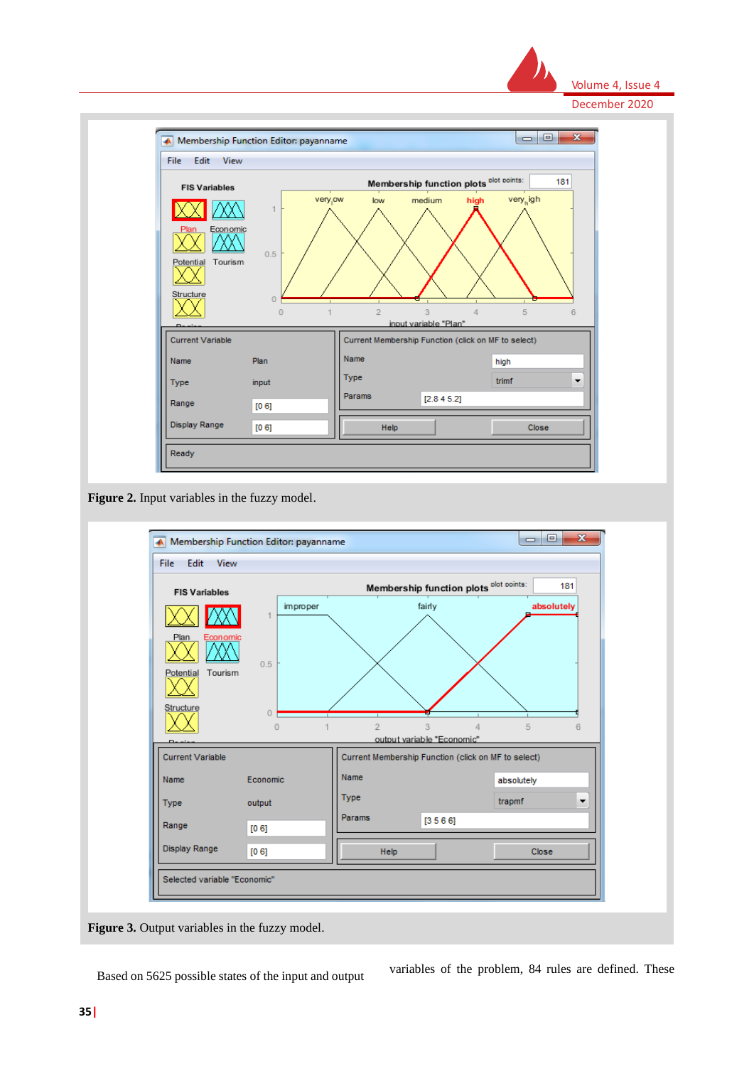**Figure 2.** Input variables in the fuzzy model.

**Figure 3.** Output variables in the fuzzy model.

Based on 5625 possible states of the input and output variables of the problem, 84 rules are defined. These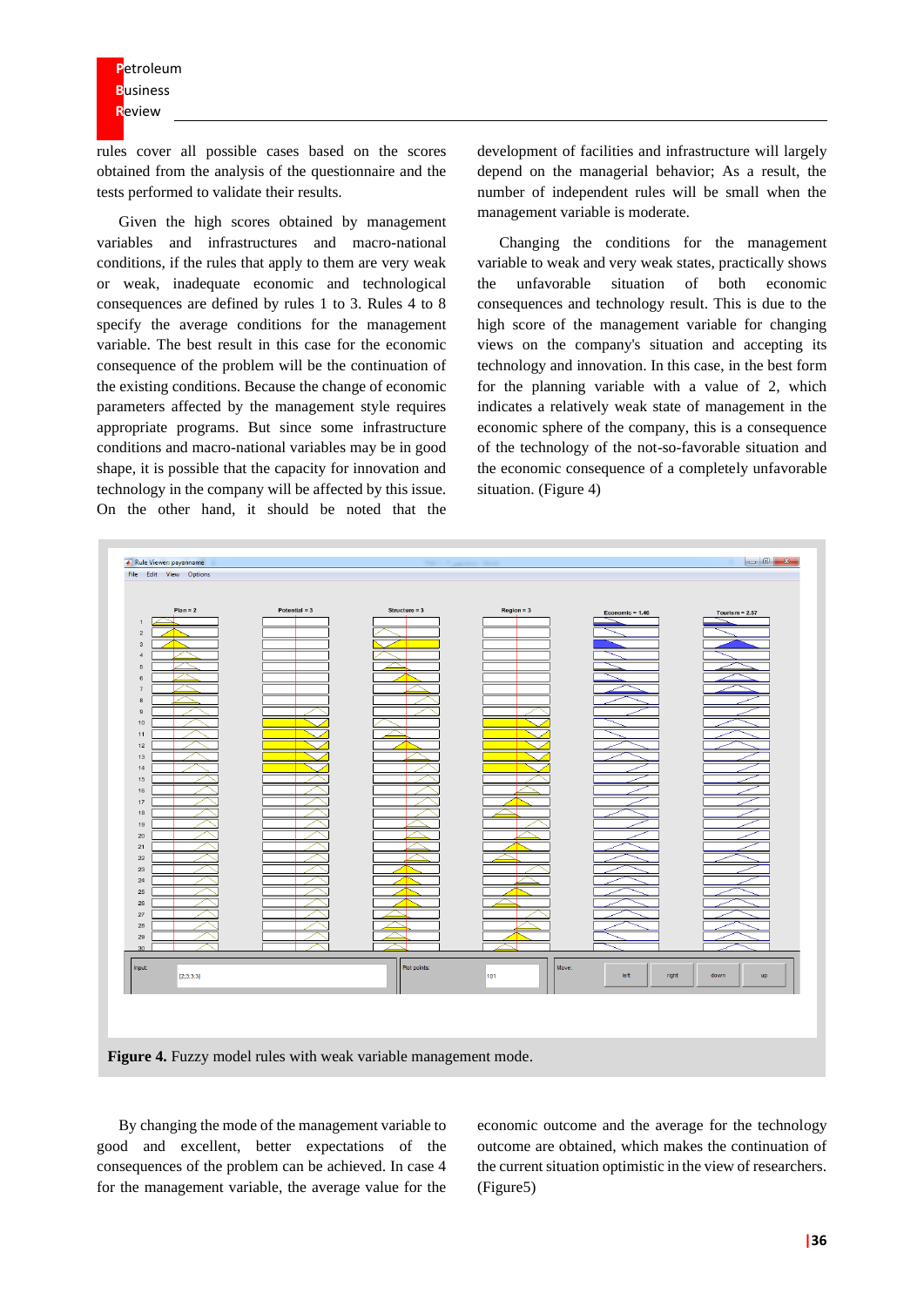rules cover all possible cases based on the scores obtained from the analysis of the questionnaire and the tests performed to validate their results.

Given the high scores obtained by management variables and infrastructures and macro-national conditions, if the rules that apply to them are very weak or weak, inadequate economic and technological consequences are defined by rules 1 to 3. Rules 4 to 8 specify the average conditions for the management variable. The best result in this case for the economic consequence of the problem will be the continuation of the existing conditions. Because the change of economic parameters affected by the management style requires appropriate programs. But since some infrastructure conditions and macro-national variables may be in good shape, it is possible that the capacity for innovation and technology in the company will be affected by this issue. On the other hand, it should be noted that the development of facilities and infrastructure will largely depend on the managerial behavior; As a result, the number of independent rules will be small when the management variable is moderate.

Changing the conditions for the management variable to weak and very weak states, practically shows the unfavorable situation of both economic consequences and technology result. This is due to the high score of the management variable for changing views on the company's situation and accepting its technology and innovation. In this case, in the best form for the planning variable with a value of 2, which indicates a relatively weak state of management in the economic sphere of the company, this is a consequence of the technology of the not-so-favorable situation and the economic consequence of a completely unfavorable situation. (Figure 4)

**Figure 4.** Fuzzy model rules with weak variable management mode.

By changing the mode of the management variable to good and excellent, better expectations of the consequences of the problem can be achieved. In case 4 for the management variable, the average value for the economic outcome and the average for the technology outcome are obtained, which makes the continuation of the current situation optimistic in the view of researchers. (Figure5)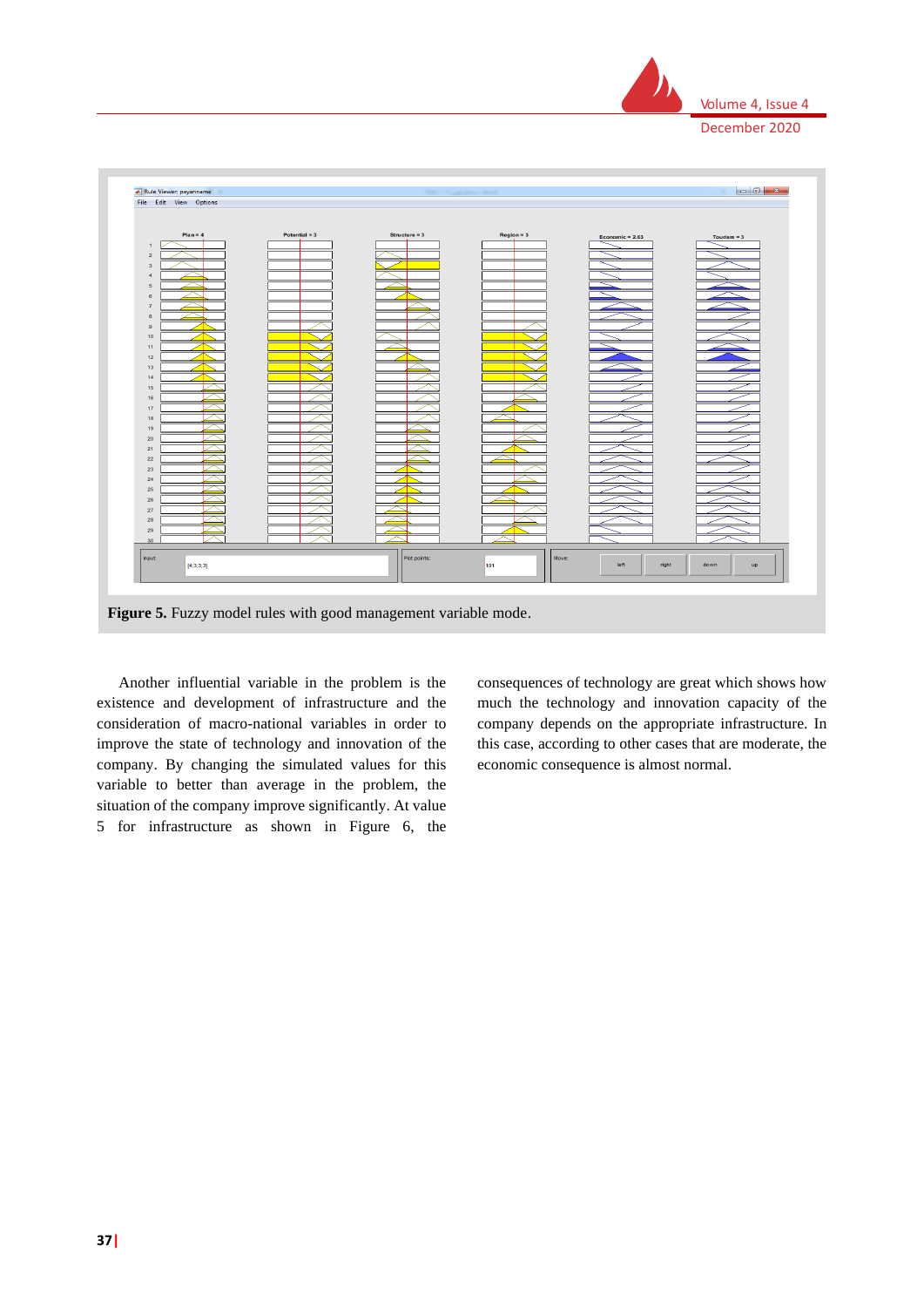**Figure 5.** Fuzzy model rules with good management variable mode.

Another influential variable in the problem is the existence and development of infrastructure and the consideration of macro-national variables in order to improve the state of technology and innovation of the company. By changing the simulated values for this variable to better than average in the problem, the situation of the company improve significantly. At value 5 for infrastructure as shown in Figure 6, the consequences of technology are great which shows how much the technology and innovation capacity of the company depends on the appropriate infrastructure. In this case, according to other cases that are moderate, the economic consequence is almost normal.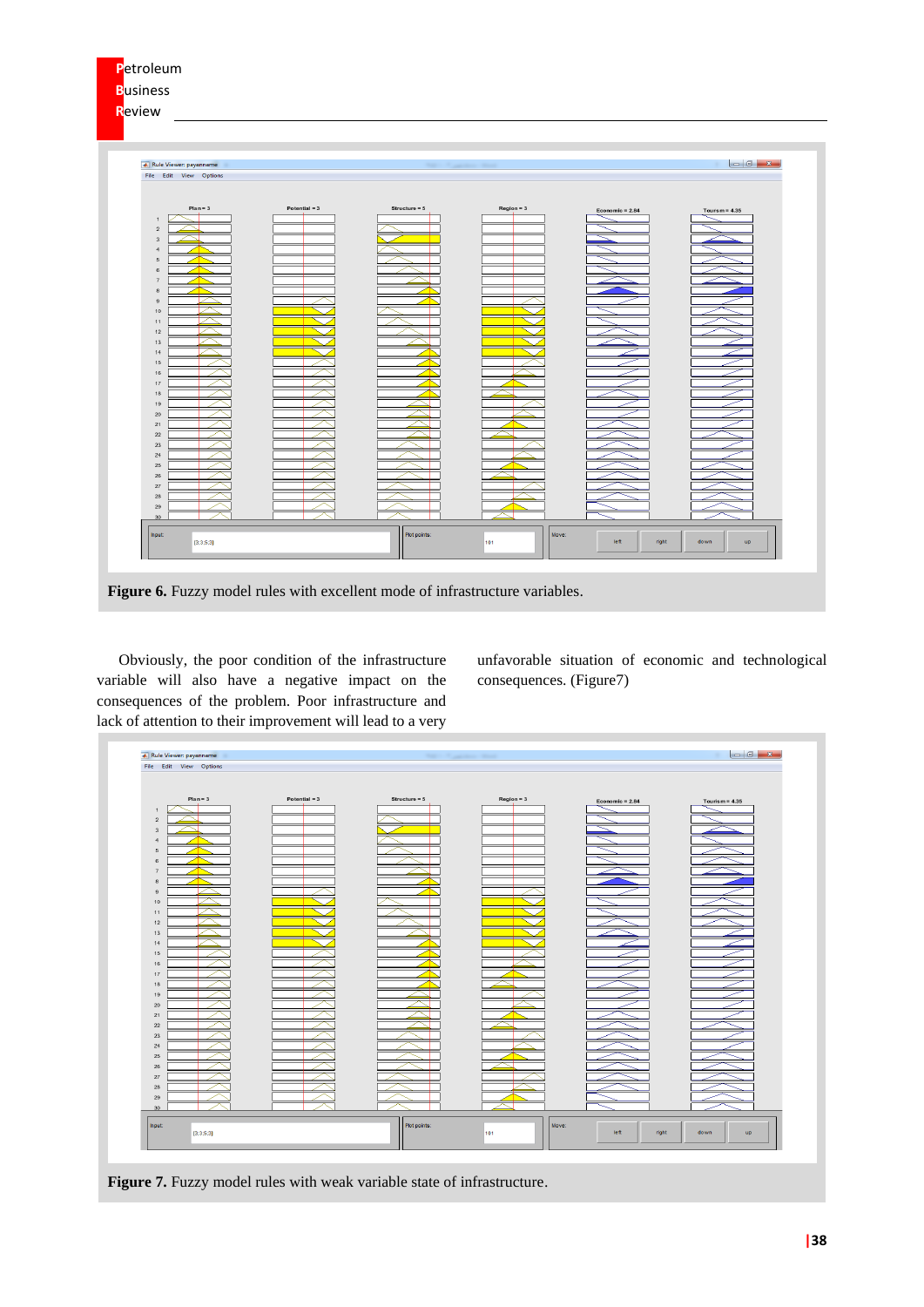**Figure 6.** Fuzzy model rules with excellent mode of infrastructure variables.

Obviously, the poor condition of the infrastructure variable will also have a negative impact on the consequences of the problem. Poor infrastructure and lack of attention to their improvement will lead to a very unfavorable situation of economic and technological consequences. (Figure7)

**Figure 7.** Fuzzy model rules with weak variable state of infrastructure.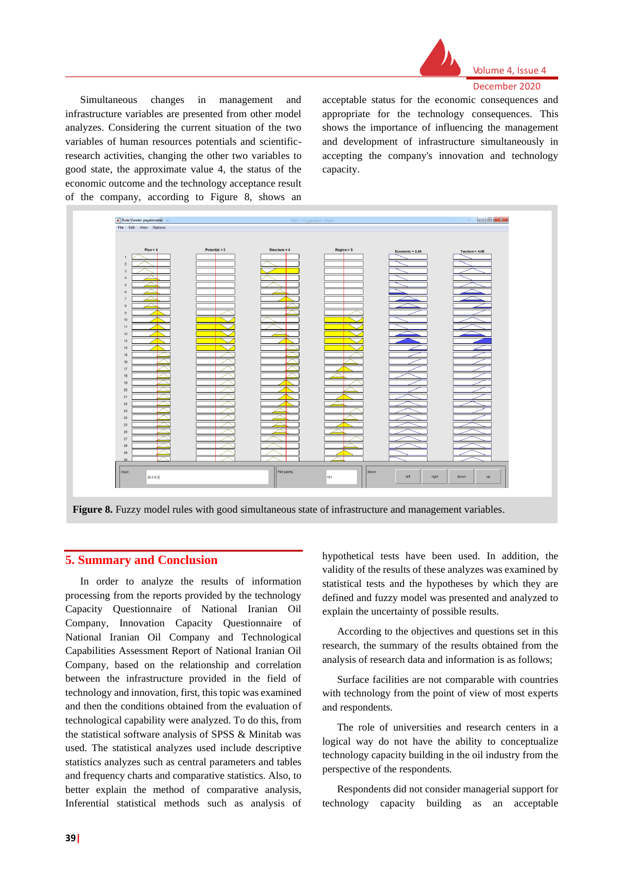Simultaneous changes in management and infrastructure variables are presented from other model analyzes. Considering the current situation of the two variables of human resources potentials and scientific-research activities, changing the other two variables to good state, the approximate value 4, the status of the economic outcome and the technology acceptance result of the company, according to Figure 8, shows an acceptable status for the economic consequences and appropriate for the technology consequences. This shows the importance of influencing the management and development of infrastructure simultaneously in accepting the company's innovation and technology capacity.

**Figure 8.** Fuzzy model rules with good simultaneous state of infrastructure and management variables.

## 5. Summary and Conclusion

In order to analyze the results of information processing from the reports provided by the technology Capacity Questionnaire of National Iranian Oil Company, Innovation Capacity Questionnaire of National Iranian Oil Company and Technological Capabilities Assessment Report of National Iranian Oil Company, based on the relationship and correlation between the infrastructure provided in the field of technology and innovation, first, this topic was examined and then the conditions obtained from the evaluation of technological capability were analyzed. To do this, from the statistical software analysis of SPSS & Minitab was used. The statistical analyzes used include descriptive statistics analyzes such as central parameters and tables and frequency charts and comparative statistics. Also, to better explain the method of comparative analysis, Inferential statistical methods such as analysis of hypothetical tests have been used. In addition, the validity of the results of these analyzes was examined by statistical tests and the hypotheses by which they are defined and fuzzy model was presented and analyzed to explain the uncertainty of possible results.

According to the objectives and questions set in this research, the summary of the results obtained from the analysis of research data and information is as follows;

Surface facilities are not comparable with countries with technology from the point of view of most experts and respondents.

The role of universities and research centers in a logical way do not have the ability to conceptualize technology capacity building in the oil industry from the perspective of the respondents.

Respondents did not consider managerial support for technology capacity building as an acceptable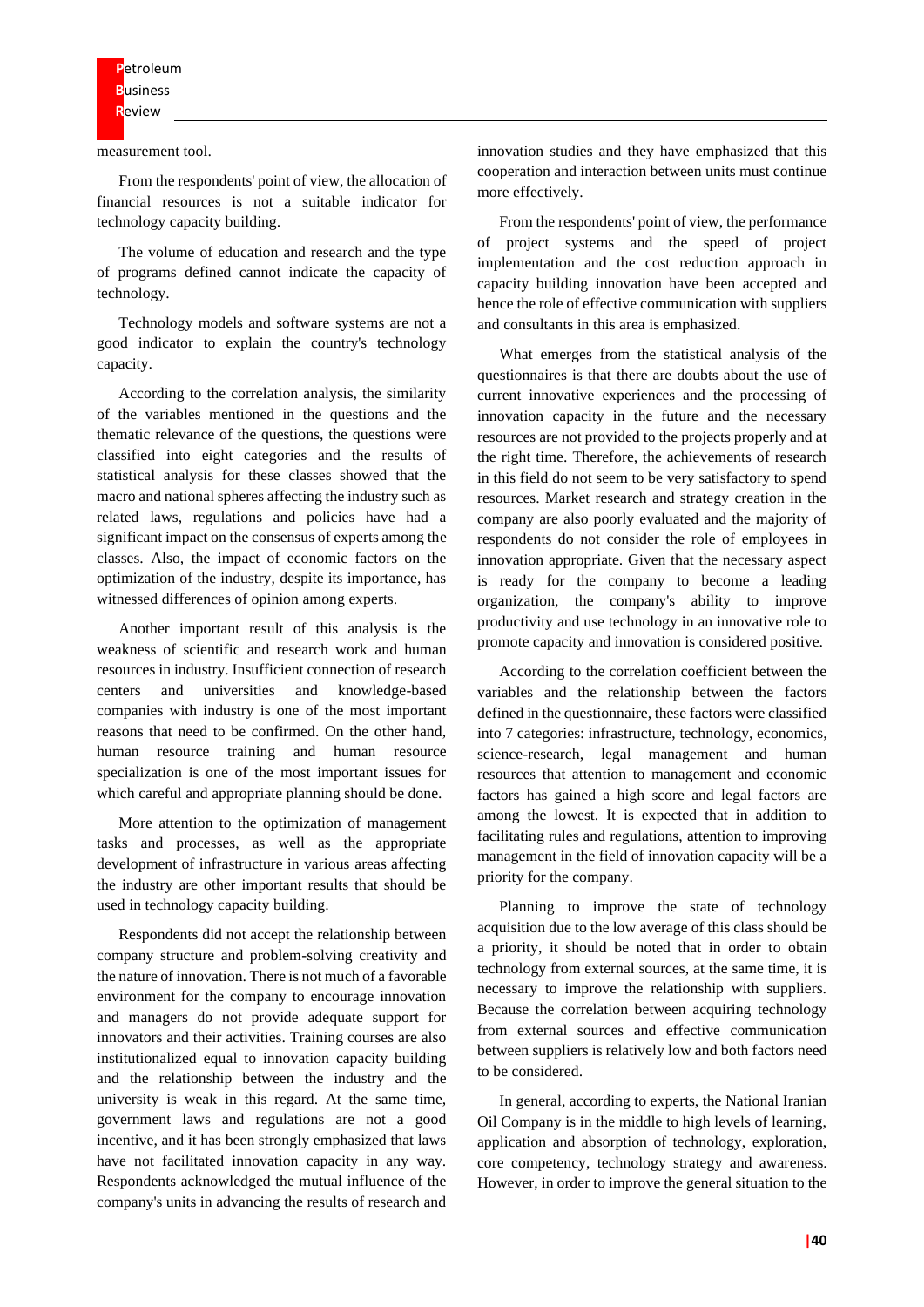measurement tool.

From the respondents' point of view, the allocation of financial resources is not a suitable indicator for technology capacity building.

The volume of education and research and the type of programs defined cannot indicate the capacity of technology.

Technology models and software systems are not a good indicator to explain the country's technology capacity.

According to the correlation analysis, the similarity of the variables mentioned in the questions and the thematic relevance of the questions, the questions were classified into eight categories and the results of statistical analysis for these classes showed that the macro and national spheres affecting the industry such as related laws, regulations and policies have had a significant impact on the consensus of experts among the classes. Also, the impact of economic factors on the optimization of the industry, despite its importance, has witnessed differences of opinion among experts.

Another important result of this analysis is the weakness of scientific and research work and human resources in industry. Insufficient connection of research centers and universities and knowledge-based companies with industry is one of the most important reasons that need to be confirmed. On the other hand, human resource training and human resource specialization is one of the most important issues for which careful and appropriate planning should be done.

More attention to the optimization of management tasks and processes, as well as the appropriate development of infrastructure in various areas affecting the industry are other important results that should be used in technology capacity building.

Respondents did not accept the relationship between company structure and problem-solving creativity and the nature of innovation. There is not much of a favorable environment for the company to encourage innovation and managers do not provide adequate support for innovators and their activities. Training courses are also institutionalized equal to innovation capacity building and the relationship between the industry and the university is weak in this regard. At the same time, government laws and regulations are not a good incentive, and it has been strongly emphasized that laws have not facilitated innovation capacity in any way. Respondents acknowledged the mutual influence of the company's units in advancing the results of research and innovation studies and they have emphasized that this cooperation and interaction between units must continue more effectively.

From the respondents' point of view, the performance of project systems and the speed of project implementation and the cost reduction approach in capacity building innovation have been accepted and hence the role of effective communication with suppliers and consultants in this area is emphasized.

What emerges from the statistical analysis of the questionnaires is that there are doubts about the use of current innovative experiences and the processing of innovation capacity in the future and the necessary resources are not provided to the projects properly and at the right time. Therefore, the achievements of research in this field do not seem to be very satisfactory to spend resources. Market research and strategy creation in the company are also poorly evaluated and the majority of respondents do not consider the role of employees in innovation appropriate. Given that the necessary aspect is ready for the company to become a leading organization, the company's ability to improve productivity and use technology in an innovative role to promote capacity and innovation is considered positive.

According to the correlation coefficient between the variables and the relationship between the factors defined in the questionnaire, these factors were classified into 7 categories: infrastructure, technology, economics, science-research, legal management and human resources that attention to management and economic factors has gained a high score and legal factors are among the lowest. It is expected that in addition to facilitating rules and regulations, attention to improving management in the field of innovation capacity will be a priority for the company.

Planning to improve the state of technology acquisition due to the low average of this class should be a priority, it should be noted that in order to obtain technology from external sources, at the same time, it is necessary to improve the relationship with suppliers. Because the correlation between acquiring technology from external sources and effective communication between suppliers is relatively low and both factors need to be considered.

In general, according to experts, the National Iranian Oil Company is in the middle to high levels of learning, application and absorption of technology, exploration, core competency, technology strategy and awareness. However, in order to improve the general situation to the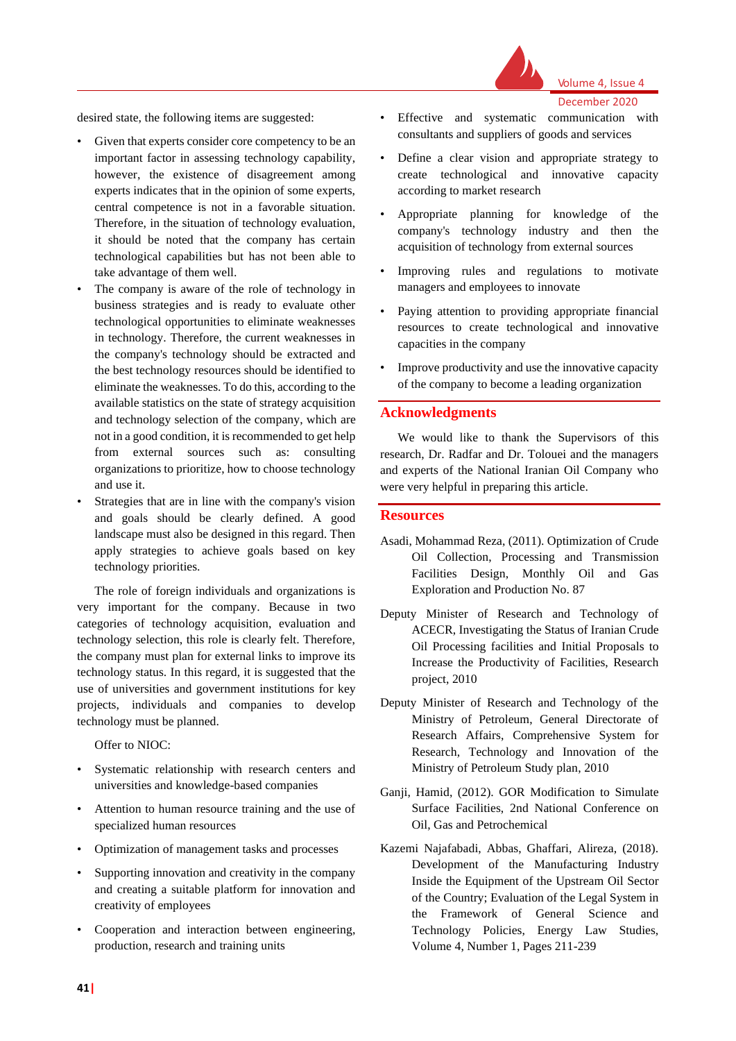desired state, the following items are suggested:

- Given that experts consider core competency to be an important factor in assessing technology capability, however, the existence of disagreement among experts indicates that in the opinion of some experts, central competence is not in a favorable situation. Therefore, in the situation of technology evaluation, it should be noted that the company has certain technological capabilities but has not been able to take advantage of them well.
- The company is aware of the role of technology in business strategies and is ready to evaluate other technological opportunities to eliminate weaknesses in technology. Therefore, the current weaknesses in the company's technology should be extracted and the best technology resources should be identified to eliminate the weaknesses. To do this, according to the available statistics on the state of strategy acquisition and technology selection of the company, which are not in a good condition, it is recommended to get help from external sources such as: consulting organizations to prioritize, how to choose technology and use it.
- Strategies that are in line with the company's vision and goals should be clearly defined. A good landscape must also be designed in this regard. Then apply strategies to achieve goals based on key technology priorities.

The role of foreign individuals and organizations is very important for the company. Because in two categories of technology acquisition, evaluation and technology selection, this role is clearly felt. Therefore, the company must plan for external links to improve its technology status. In this regard, it is suggested that the use of universities and government institutions for key projects, individuals and companies to develop technology must be planned.

Offer to NIOC:

- Systematic relationship with research centers and universities and knowledge-based companies
- Attention to human resource training and the use of specialized human resources
- Optimization of management tasks and processes
- Supporting innovation and creativity in the company and creating a suitable platform for innovation and creativity of employees
- Cooperation and interaction between engineering, production, research and training units
- Effective and systematic communication with consultants and suppliers of goods and services
- Define a clear vision and appropriate strategy to create technological and innovative capacity according to market research
- Appropriate planning for knowledge of the company's technology industry and then the acquisition of technology from external sources
- Improving rules and regulations to motivate managers and employees to innovate
- Paying attention to providing appropriate financial resources to create technological and innovative capacities in the company
- Improve productivity and use the innovative capacity of the company to become a leading organization

## Acknowledgments

We would like to thank the Supervisors of this research, Dr. Radfar and Dr. Tolouei and the managers and experts of the National Iranian Oil Company who were very helpful in preparing this article.

## Resources

Asadi, Mohammad Reza, (2011). Optimization of Crude Oil Collection, Processing and Transmission Facilities Design, Monthly Oil and Gas Exploration and Production No. 87

Deputy Minister of Research and Technology of ACECR, Investigating the Status of Iranian Crude Oil Processing facilities and Initial Proposals to Increase the Productivity of Facilities, Research project, 2010

Deputy Minister of Research and Technology of the Ministry of Petroleum, General Directorate of Research Affairs, Comprehensive System for Research, Technology and Innovation of the Ministry of Petroleum Study plan, 2010

Ganji, Hamid, (2012). GOR Modification to Simulate Surface Facilities, 2nd National Conference on Oil, Gas and Petrochemical

Kazemi Najafabadi, Abbas, Ghaffari, Alireza, (2018). Development of the Manufacturing Industry Inside the Equipment of the Upstream Oil Sector of the Country; Evaluation of the Legal System in the Framework of General Science and Technology Policies, Energy Law Studies, Volume 4, Number 1, Pages 211-239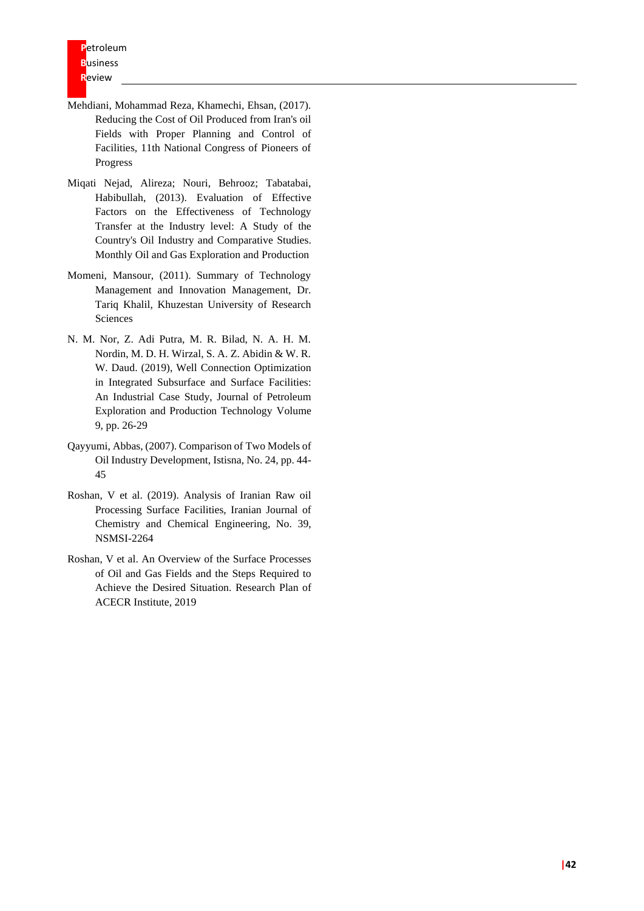Mehdiani, Mohammad Reza, Khamechi, Ehsan, (2017). Reducing the Cost of Oil Produced from Iran's oil Fields with Proper Planning and Control of Facilities, 11th National Congress of Pioneers of Progress

Miqati Nejad, Alireza; Nouri, Behrooz; Tabatabai, Habibullah, (2013). Evaluation of Effective Factors on the Effectiveness of Technology Transfer at the Industry level: A Study of the Country's Oil Industry and Comparative Studies. Monthly Oil and Gas Exploration and Production

Momeni, Mansour, (2011). Summary of Technology Management and Innovation Management, Dr. Tariq Khalil, Khuzestan University of Research Sciences

N. M. Nor, Z. Adi Putra, M. R. Bilad, N. A. H. M. Nordin, M. D. H. Wirzal, S. A. Z. Abidin & W. R. W. Daud. (2019), Well Connection Optimization in Integrated Subsurface and Surface Facilities: An Industrial Case Study, Journal of Petroleum Exploration and Production Technology Volume 9, pp. 26-29

Qayyumi, Abbas, (2007). Comparison of Two Models of Oil Industry Development, Istisna, No. 24, pp. 44-45

Roshan, V et al. (2019). Analysis of Iranian Raw oil Processing Surface Facilities, Iranian Journal of Chemistry and Chemical Engineering, No. 39, NSMSI-2264

Roshan, V et al. An Overview of the Surface Processes of Oil and Gas Fields and the Steps Required to Achieve the Desired Situation. Research Plan of ACECR Institute, 2019